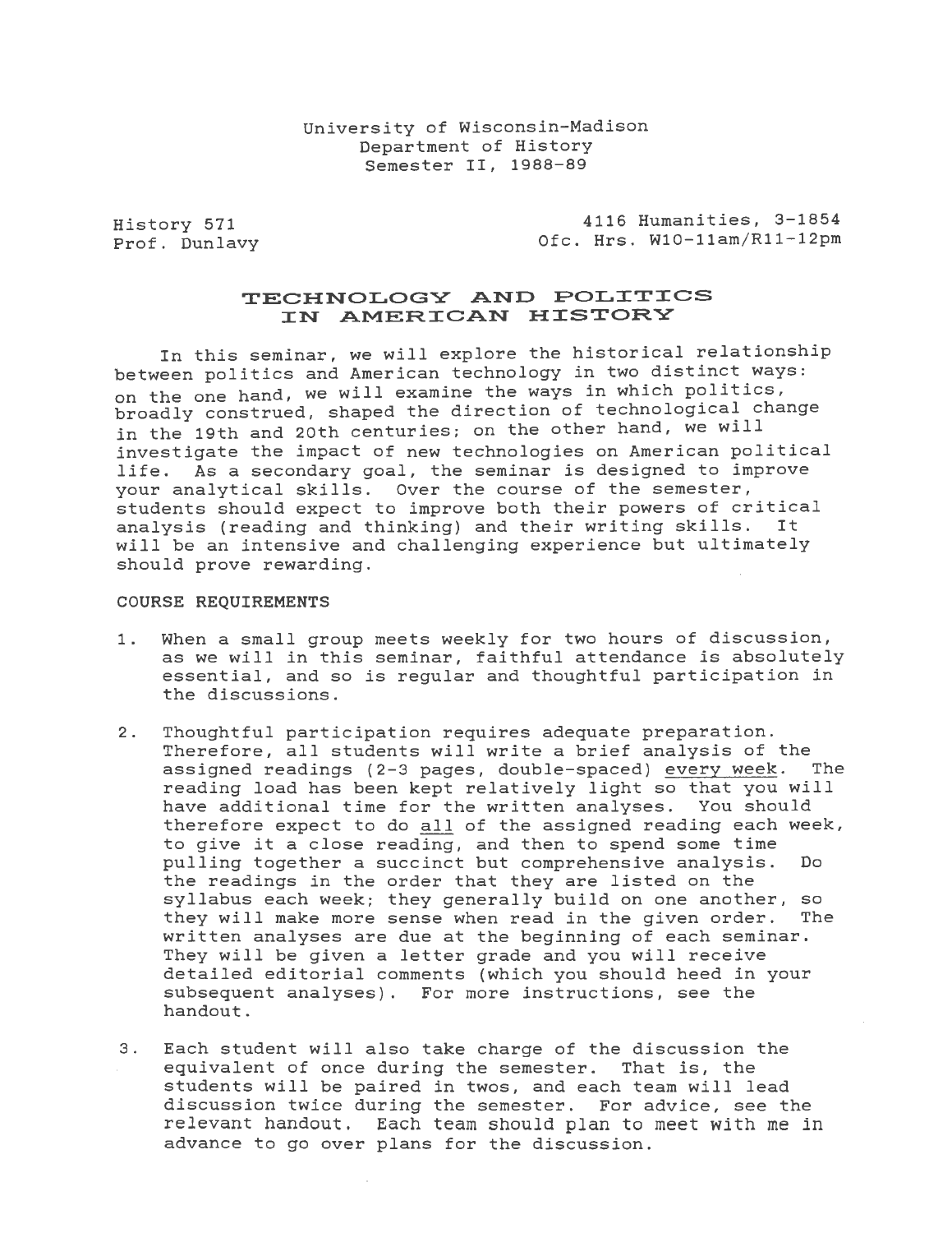University of Wisconsin-Madison
Department of History
Semester II, 1988-89

History 571
Prof. Dunlavy

4116 Humanities, 3-1854
Ofc. Hrs. W10-11am/R11-12pm

# TECHNOLOGY AND POLITICS IN AMERICAN HISTORY

In this seminar, we will explore the historical relationship between politics and American technology in two distinct ways: on the one hand, we will examine the ways in which politics, broadly construed, shaped the direction of technological change in the 19th and 20th centuries; on the other hand, we will investigate the impact of new technologies on American political life. As a secondary goal, the seminar is designed to improve your analytical skills. Over the course of the semester, students should expect to improve both their powers of critical analysis (reading and thinking) and their writing skills. It will be an intensive and challenging experience but ultimately should prove rewarding.

## COURSE REQUIREMENTS

1. When a small group meets weekly for two hours of discussion, as we will in this seminar, faithful attendance is absolutely essential, and so is regular and thoughtful participation in the discussions.

2. Thoughtful participation requires adequate preparation. Therefore, all students will write a brief analysis of the assigned readings (2-3 pages, double-spaced) <u>every week</u>. The reading load has been kept relatively light so that you will have additional time for the written analyses. You should therefore expect to do <u>all</u> of the assigned reading each week, to give it a close reading, and then to spend some time pulling together a succinct but comprehensive analysis. Do the readings in the order that they are listed on the syllabus each week; they generally build on one another, so they will make more sense when read in the given order. The written analyses are due at the beginning of each seminar. They will be given a letter grade and you will receive detailed editorial comments (which you should heed in your subsequent analyses). For more instructions, see the handout.

3. Each student will also take charge of the discussion the equivalent of once during the semester. That is, the students will be paired in twos, and each team will lead discussion twice during the semester. For advice, see the relevant handout. Each team should plan to meet with me in advance to go over plans for the discussion.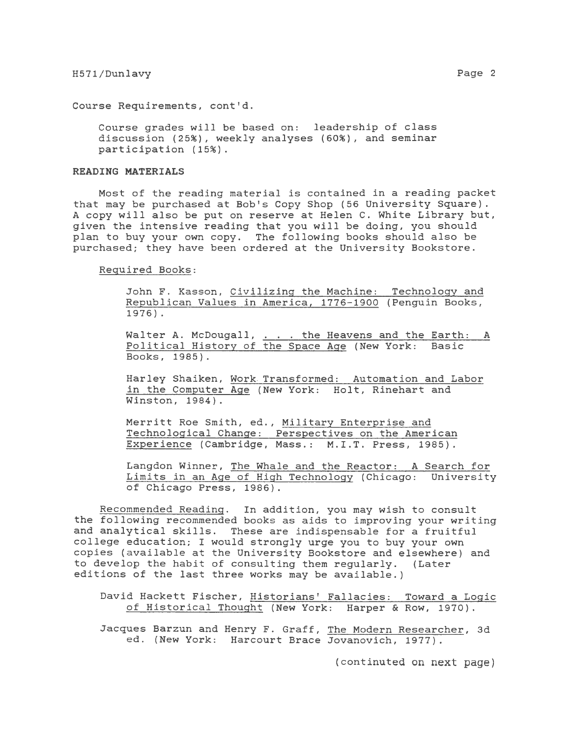Course Requirements, cont'd.

Course grades will be based on: leadership of class discussion (25%), weekly analyses (60%), and seminar participation (15%).

## READING MATERIALS

Most of the reading material is contained in a reading packet that may be purchased at Bob's Copy Shop (56 University Square). A copy will also be put on reserve at Helen C. White Library but, given the intensive reading that you will be doing, you should plan to buy your own copy. The following books should also be purchased; they have been ordered at the University Bookstore.

Required Books:

John F. Kasson, Civilizing the Machine: Technology and Republican Values in America, 1776-1900 (Penguin Books, 1976).

Walter A. McDougall, . . . the Heavens and the Earth: A Political History of the Space Age (New York: Basic Books, 1985).

Harley Shaiken, Work Transformed: Automation and Labor in the Computer Age (New York: Holt, Rinehart and Winston, 1984).

Merritt Roe Smith, ed., Military Enterprise and Technological Change: Perspectives on the American Experience (Cambridge, Mass.: M.I.T. Press, 1985).

Langdon Winner, The Whale and the Reactor: A Search for Limits in an Age of High Technology (Chicago: University of Chicago Press, 1986).

Recommended Reading. In addition, you may wish to consult the following recommended books as aids to improving your writing and analytical skills. These are indispensable for a fruitful college education; I would strongly urge you to buy your own copies (available at the University Bookstore and elsewhere) and to develop the habit of consulting them regularly. (Later editions of the last three works may be available.)

David Hackett Fischer, Historians' Fallacies: Toward a Logic of Historical Thought (New York: Harper & Row, 1970).

Jacques Barzun and Henry F. Graff, The Modern Researcher, 3d ed. (New York: Harcourt Brace Jovanovich, 1977).

(continued on next page)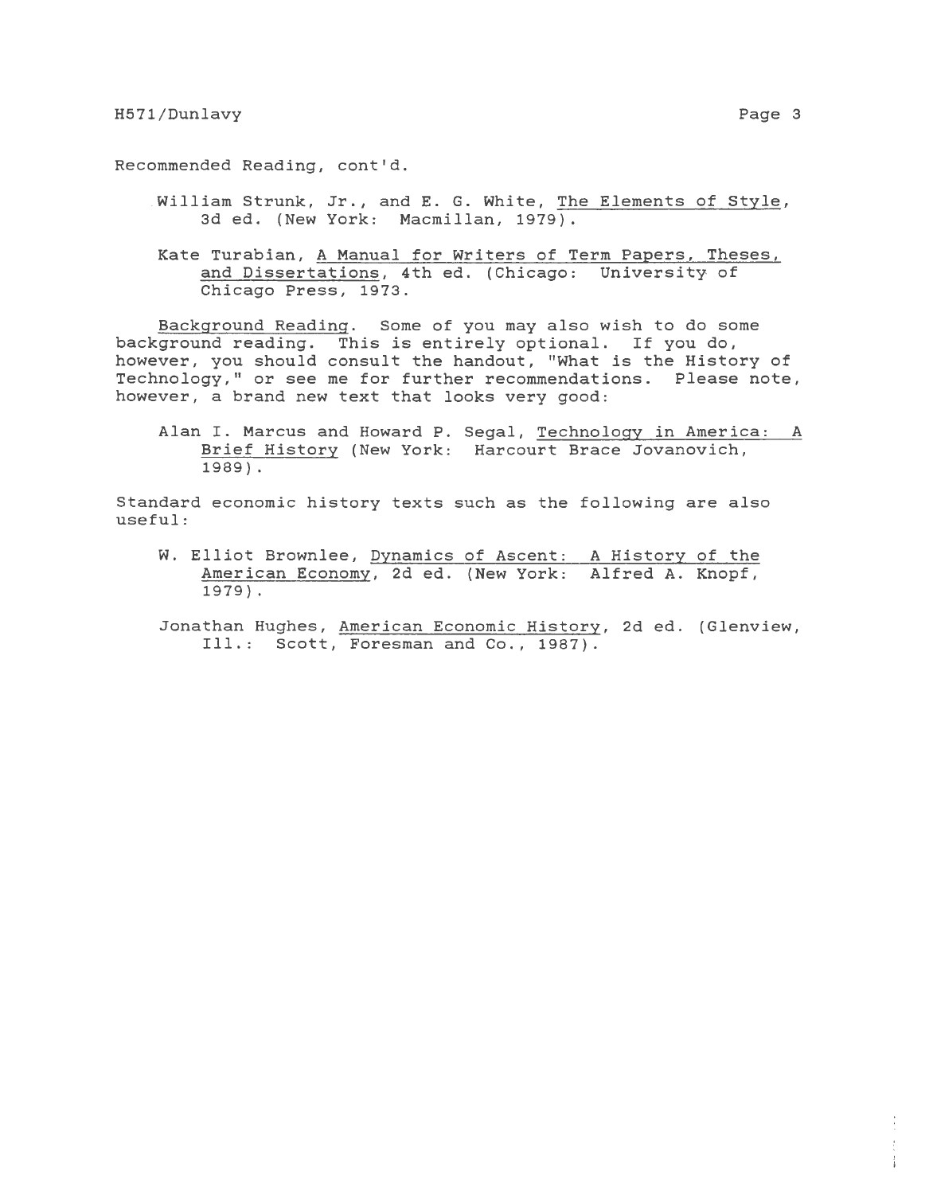Recommended Reading, cont'd.

> William Strunk, Jr., and E. G. White, The Elements of Style, 3d ed. (New York: Macmillan, 1979).

> Kate Turabian, A Manual for Writers of Term Papers, Theses, and Dissertations, 4th ed. (Chicago: University of Chicago Press, 1973.

Background Reading. Some of you may also wish to do some background reading. This is entirely optional. If you do, however, you should consult the handout, "What is the History of Technology," or see me for further recommendations. Please note, however, a brand new text that looks very good:

> Alan I. Marcus and Howard P. Segal, Technology in America: A Brief History (New York: Harcourt Brace Jovanovich, 1989).

Standard economic history texts such as the following are also useful:

> W. Elliot Brownlee, Dynamics of Ascent: A History of the American Economy, 2d ed. (New York: Alfred A. Knopf, 1979).

> Jonathan Hughes, American Economic History, 2d ed. (Glenview, Ill.: Scott, Foresman and Co., 1987).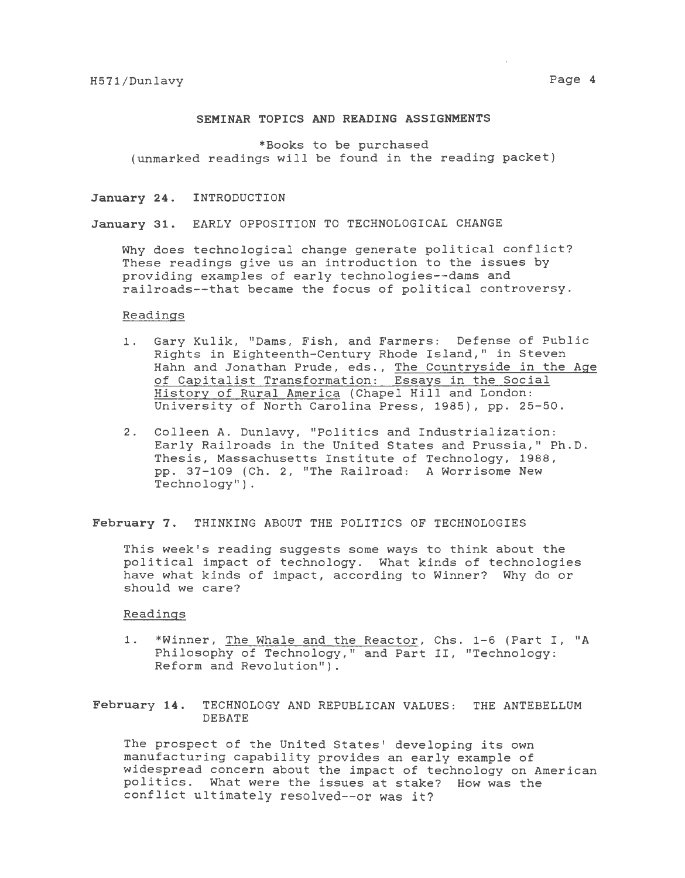## SEMINAR TOPICS AND READING ASSIGNMENTS

*Books to be purchased
(unmarked readings will be found in the reading packet)

**January 24.** INTRODUCTION

**January 31.** EARLY OPPOSITION TO TECHNOLOGICAL CHANGE

Why does technological change generate political conflict? These readings give us an introduction to the issues by providing examples of early technologies--dams and railroads--that became the focus of political controversy.

Readings

1. Gary Kulik, "Dams, Fish, and Farmers: Defense of Public Rights in Eighteenth-Century Rhode Island," in Steven Hahn and Jonathan Prude, eds., The Countryside in the Age of Capitalist Transformation: Essays in the Social History of Rural America (Chapel Hill and London: University of North Carolina Press, 1985), pp. 25-50.

2. Colleen A. Dunlavy, "Politics and Industrialization: Early Railroads in the United States and Prussia," Ph.D. Thesis, Massachusetts Institute of Technology, 1988, pp. 37-109 (Ch. 2, "The Railroad: A Worrisome New Technology").

**February 7.** THINKING ABOUT THE POLITICS OF TECHNOLOGIES

This week's reading suggests some ways to think about the political impact of technology. What kinds of technologies have what kinds of impact, according to Winner? Why do or should we care?

Readings

1. *Winner, The Whale and the Reactor, Chs. 1-6 (Part I, "A Philosophy of Technology," and Part II, "Technology: Reform and Revolution").

**February 14.** TECHNOLOGY AND REPUBLICAN VALUES: THE ANTEBELLUM DEBATE

The prospect of the United States' developing its own manufacturing capability provides an early example of widespread concern about the impact of technology on American politics. What were the issues at stake? How was the conflict ultimately resolved--or was it?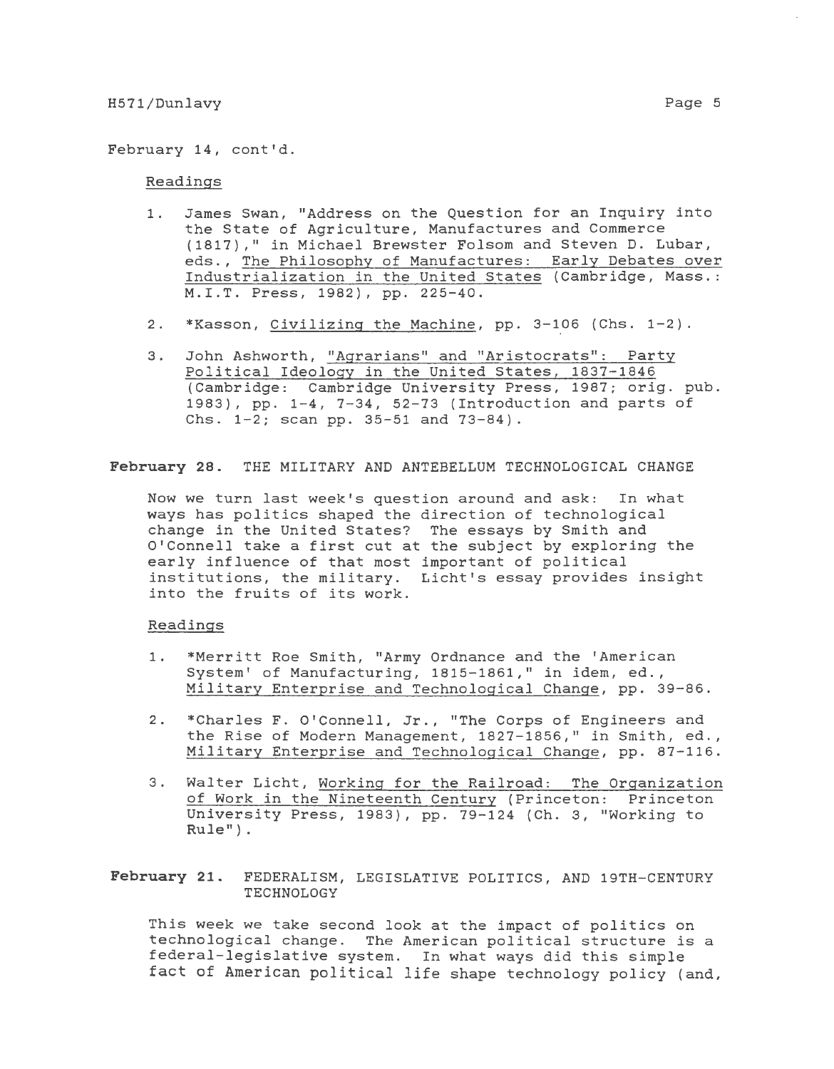February 14, cont'd.

Readings

1. James Swan, "Address on the Question for an Inquiry into the State of Agriculture, Manufactures and Commerce (1817)," in Michael Brewster Folsom and Steven D. Lubar, eds., The Philosophy of Manufactures: Early Debates over Industrialization in the United States (Cambridge, Mass.: M.I.T. Press, 1982), pp. 225-40.

2. *Kasson, Civilizing the Machine, pp. 3-106 (Chs. 1-2).

3. John Ashworth, "Agrarians" and "Aristocrats": Party Political Ideology in the United States, 1837-1846 (Cambridge: Cambridge University Press, 1987; orig. pub. 1983), pp. 1-4, 7-34, 52-73 (Introduction and parts of Chs. 1-2; scan pp. 35-51 and 73-84).

**February 28.** THE MILITARY AND ANTEBELLUM TECHNOLOGICAL CHANGE

Now we turn last week's question around and ask: In what ways has politics shaped the direction of technological change in the United States? The essays by Smith and O'Connell take a first cut at the subject by exploring the early influence of that most important of political institutions, the military. Licht's essay provides insight into the fruits of its work.

Readings

1. *Merritt Roe Smith, "Army Ordnance and the 'American System' of Manufacturing, 1815-1861," in idem, ed., Military Enterprise and Technological Change, pp. 39-86.

2. *Charles F. O'Connell, Jr., "The Corps of Engineers and the Rise of Modern Management, 1827-1856," in Smith, ed., Military Enterprise and Technological Change, pp. 87-116.

3. Walter Licht, Working for the Railroad: The Organization of Work in the Nineteenth Century (Princeton: Princeton University Press, 1983), pp. 79-124 (Ch. 3, "Working to Rule").

**February 21.** FEDERALISM, LEGISLATIVE POLITICS, AND 19TH-CENTURY TECHNOLOGY

This week we take second look at the impact of politics on technological change. The American political structure is a federal-legislative system. In what ways did this simple fact of American political life shape technology policy (and,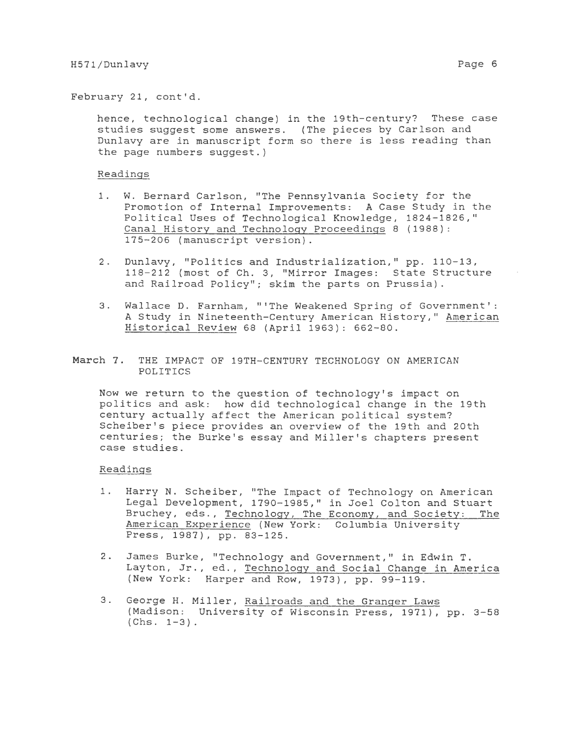February 21, cont'd.

hence, technological change) in the 19th-century? These case studies suggest some answers. (The pieces by Carlson and Dunlavy are in manuscript form so there is less reading than the page numbers suggest.)

Readings

1. W. Bernard Carlson, "The Pennsylvania Society for the Promotion of Internal Improvements: A Case Study in the Political Uses of Technological Knowledge, 1824-1826," Canal History and Technology Proceedings 8 (1988): 175-206 (manuscript version).

2. Dunlavy, "Politics and Industrialization," pp. 110-13, 118-212 (most of Ch. 3, "Mirror Images: State Structure and Railroad Policy"; skim the parts on Prussia).

3. Wallace D. Farnham, "'The Weakened Spring of Government': A Study in Nineteenth-Century American History," American Historical Review 68 (April 1963): 662-80.

March 7. THE IMPACT OF 19TH-CENTURY TECHNOLOGY ON AMERICAN POLITICS

Now we return to the question of technology's impact on politics and ask: how did technological change in the 19th century actually affect the American political system? Scheiber's piece provides an overview of the 19th and 20th centuries; the Burke's essay and Miller's chapters present case studies.

Readings

1. Harry N. Scheiber, "The Impact of Technology on American Legal Development, 1790-1985," in Joel Colton and Stuart Bruchey, eds., Technology, The Economy, and Society: The American Experience (New York: Columbia University Press, 1987), pp. 83-125.

2. James Burke, "Technology and Government," in Edwin T. Layton, Jr., ed., Technology and Social Change in America (New York: Harper and Row, 1973), pp. 99-119.

3. George H. Miller, Railroads and the Granger Laws (Madison: University of Wisconsin Press, 1971), pp. 3-58 (Chs. 1-3).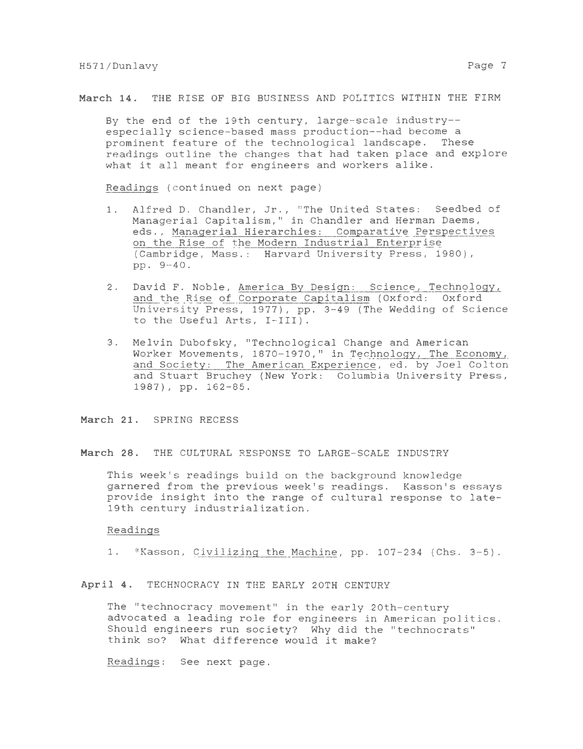**March 14.** THE RISE OF BIG BUSINESS AND POLITICS WITHIN THE FIRM

By the end of the 19th century, large-scale industry--especially science-based mass production--had become a prominent feature of the technological landscape. These readings outline the changes that had taken place and explore what it all meant for engineers and workers alike.

Readings (continued on next page)

1. Alfred D. Chandler, Jr., "The United States: Seedbed of Managerial Capitalism," in Chandler and Herman Daems, eds., Managerial Hierarchies: Comparative Perspectives on the Rise of the Modern Industrial Enterprise (Cambridge, Mass.: Harvard University Press, 1980), pp. 9-40.

2. David F. Noble, America By Design: Science, Technology, and the Rise of Corporate Capitalism (Oxford: Oxford University Press, 1977), pp. 3-49 (The Wedding of Science to the Useful Arts, I-III).

3. Melvin Dubofsky, "Technological Change and American Worker Movements, 1870-1970," in Technology, The Economy, and Society: The American Experience, ed. by Joel Colton and Stuart Bruchey (New York: Columbia University Press, 1987), pp. 162-85.

**March 21.** SPRING RECESS

**March 28.** THE CULTURAL RESPONSE TO LARGE-SCALE INDUSTRY

This week's readings build on the background knowledge garnered from the previous week's readings. Kasson's essays provide insight into the range of cultural response to late-19th century industrialization.

Readings

1. *Kasson, Civilizing the Machine, pp. 107-234 (Chs. 3-5).

**April 4.** TECHNOCRACY IN THE EARLY 20TH CENTURY

The "technocracy movement" in the early 20th-century advocated a leading role for engineers in American politics. Should engineers run society? Why did the "technocrats" think so? What difference would it make?

Readings: See next page.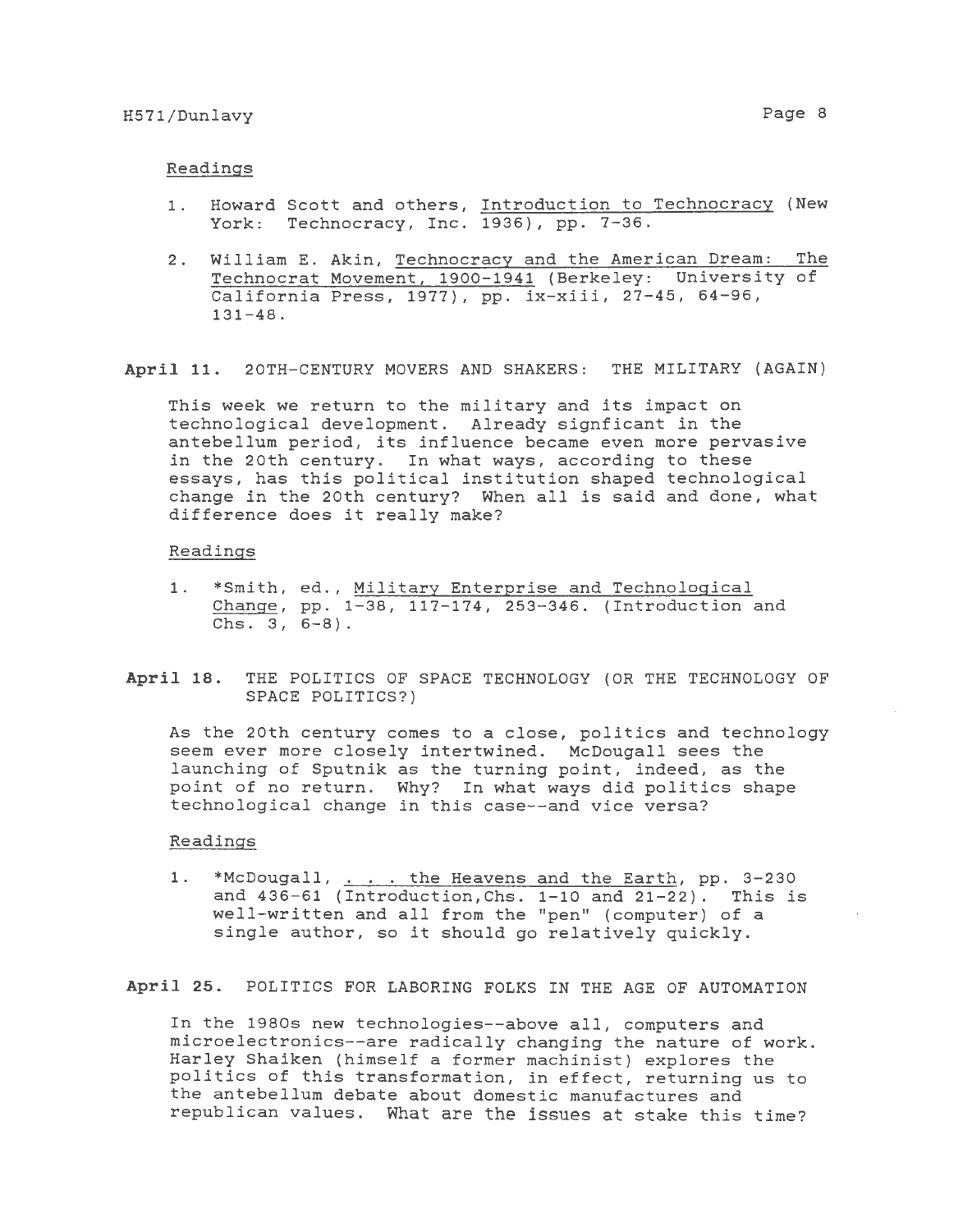### Readings

1. Howard Scott and others, Introduction to Technocracy (New York: Technocracy, Inc. 1936), pp. 7-36.

2. William E. Akin, Technocracy and the American Dream: The Technocrat Movement, 1900-1941 (Berkeley: University of California Press, 1977), pp. ix-xiii, 27-45, 64-96, 131-48.

## April 11. 20TH-CENTURY MOVERS AND SHAKERS: THE MILITARY (AGAIN)

This week we return to the military and its impact on technological development. Already signficant in the antebellum period, its influence became even more pervasive in the 20th century. In what ways, according to these essays, has this political institution shaped technological change in the 20th century? When all is said and done, what difference does it really make?

### Readings

1. *Smith, ed., Military Enterprise and Technological Change, pp. 1-38, 117-174, 253-346. (Introduction and Chs. 3, 6-8).

## April 18. THE POLITICS OF SPACE TECHNOLOGY (OR THE TECHNOLOGY OF SPACE POLITICS?)

As the 20th century comes to a close, politics and technology seem ever more closely intertwined. McDougall sees the launching of Sputnik as the turning point, indeed, as the point of no return. Why? In what ways did politics shape technological change in this case--and vice versa?

### Readings

1. *McDougall, . . . the Heavens and the Earth, pp. 3-230 and 436-61 (Introduction, Chs. 1-10 and 21-22). This is well-written and all from the "pen" (computer) of a single author, so it should go relatively quickly.

## April 25. POLITICS FOR LABORING FOLKS IN THE AGE OF AUTOMATION

In the 1980s new technologies--above all, computers and microelectronics--are radically changing the nature of work. Harley Shaiken (himself a former machinist) explores the politics of this transformation, in effect, returning us to the antebellum debate about domestic manufactures and republican values. What are the issues at stake this time?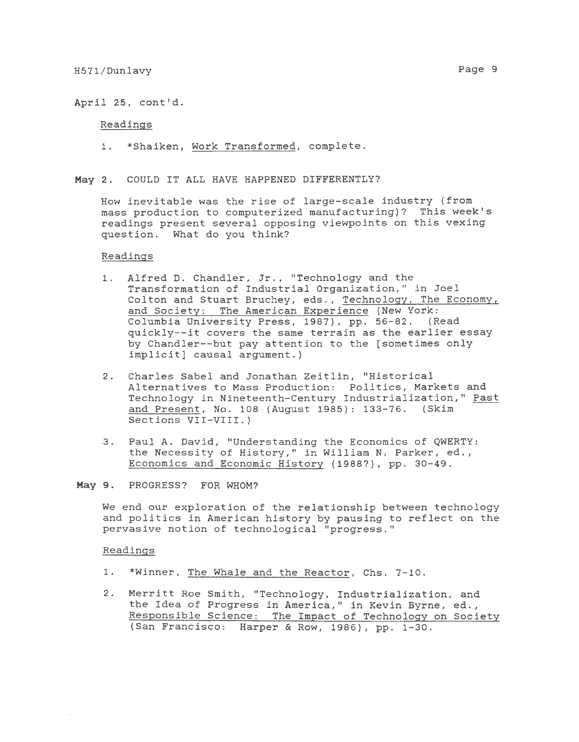April 25, cont'd.

Readings

1. *Shaiken, Work Transformed, complete.

**May 2.** COULD IT ALL HAVE HAPPENED DIFFERENTLY?

How inevitable was the rise of large-scale industry (from mass production to computerized manufacturing)? This week's readings present several opposing viewpoints on this vexing question. What do you think?

Readings

1. Alfred D. Chandler, Jr., "Technology and the Transformation of Industrial Organization," in Joel Colton and Stuart Bruchey, eds., Technology, The Economy, and Society: The American Experience (New York: Columbia University Press, 1987), pp. 56-82. (Read quickly--it covers the same terrain as the earlier essay by Chandler--but pay attention to the [sometimes only implicit] causal argument.)

2. Charles Sabel and Jonathan Zeitlin, "Historical Alternatives to Mass Production: Politics, Markets and Technology in Nineteenth-Century Industrialization," Past and Present, No. 108 (August 1985): 133-76. (Skim Sections VII-VIII.)

3. Paul A. David, "Understanding the Economics of QWERTY: the Necessity of History," in William N. Parker, ed., Economics and Economic History (1988?), pp. 30-49.

**May 9.** PROGRESS? FOR WHOM?

We end our exploration of the relationship between technology and politics in American history by pausing to reflect on the pervasive notion of technological "progress."

Readings

1. *Winner, The Whale and the Reactor, Chs. 7-10.

2. Merritt Roe Smith, "Technology, Industrialization, and the Idea of Progress in America," in Kevin Byrne, ed., Responsible Science: The Impact of Technology on Society (San Francisco: Harper & Row, 1986), pp. 1-30.